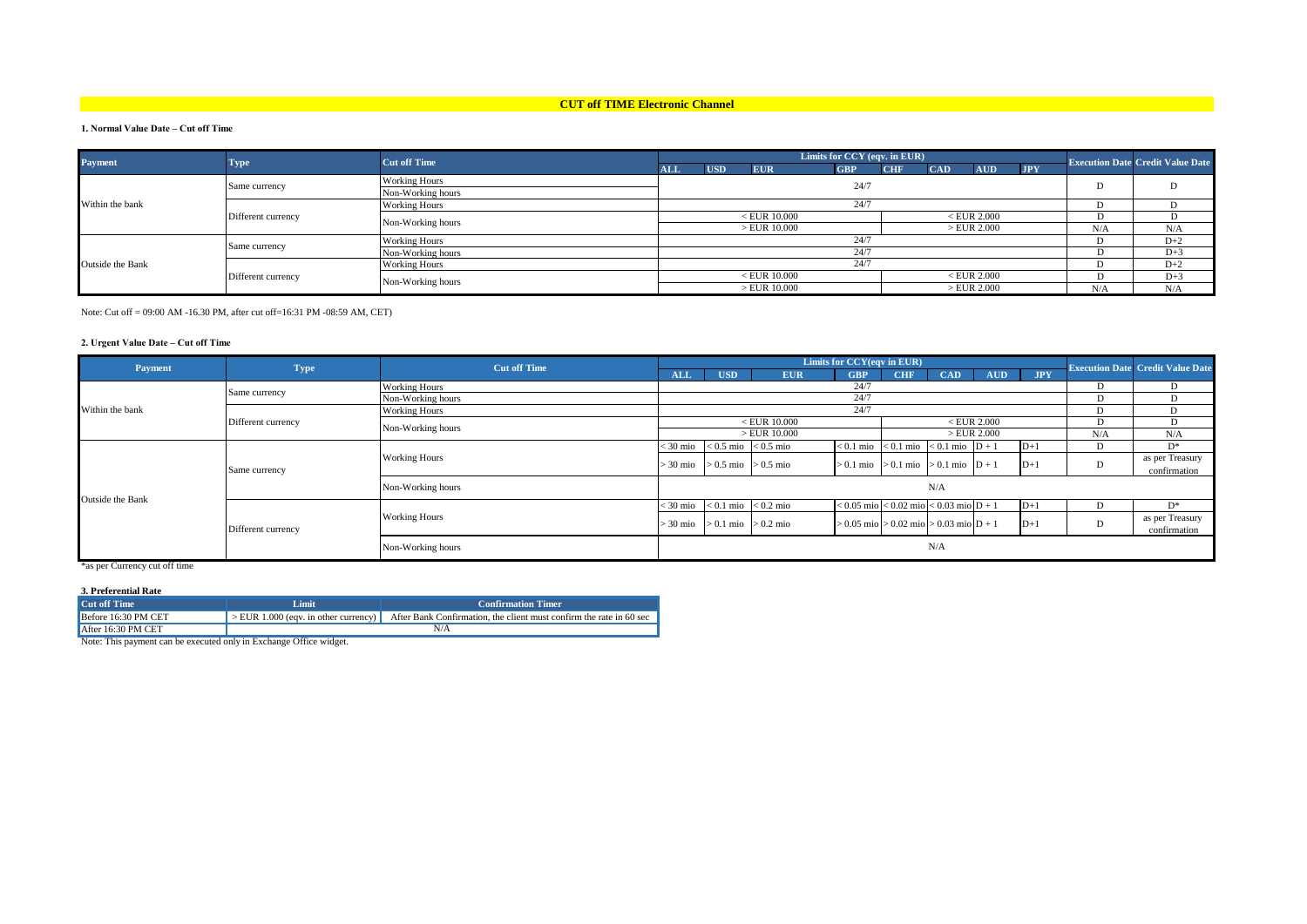# CUT off TIME Electronic Channel

### 1. Normal Value Date – Cut off Time

| Payment | Type | Cut off Time | Limits for CCY (eqv. in EUR) | | | | | | | | Execution Date | Credit Value Date |
|---|---|---|---|---|---|---|---|---|---|---|---|---|
| | | | ALL | USD | EUR | GBP | CHF | CAD | AUD | JPY | | |
| Within the bank | Same currency | Working Hours | 24/7 | | | | | | | | D | D |
| | | Non-Working hours | | | | | | | | | | |
| | Different currency | Working Hours | 24/7 | | | | | | | | D | D |
| | | Non-Working hours | < EUR 10.000 | | | | < EUR 2.000 | | | | D | D |
| | | | > EUR 10.000 | | | | > EUR 2.000 | | | | N/A | N/A |
| Outside the Bank | Same currency | Working Hours | 24/7 | | | | | | | | D | D+2 |
| | | Non-Working hours | 24/7 | | | | | | | | D | D+3 |
| | Different currency | Working Hours | 24/7 | | | | | | | | D | D+2 |
| | | Non-Working hours | < EUR 10.000 | | | | < EUR 2.000 | | | | D | D+3 |
| | | | > EUR 10.000 | | | | > EUR 2.000 | | | | N/A | N/A |

Note: Cut off = 09:00 AM -16.30 PM, after cut off=16:31 PM -08:59 AM, CET)

### 2. Urgent Value Date – Cut off Time

| Payment | Type | Cut off Time | Limits for CCY(eqv in EUR) | | | | | | | | Execution Date | Credit Value Date |
|---|---|---|---|---|---|---|---|---|---|---|---|---|
| | | | ALL | USD | EUR | GBP | CHF | CAD | AUD | JPY | | |
| Within the bank | Same currency | Working Hours | 24/7 | | | | | | | | D | D |
| | | Non-Working hours | 24/7 | | | | | | | | D | D |
| | Different currency | Working Hours | 24/7 | | | | | | | | D | D |
| | | Non-Working hours | < EUR 10.000 | | | | < EUR 2.000 | | | | D | D |
| | | | > EUR 10.000 | | | | > EUR 2.000 | | | | N/A | N/A |
| Outside the Bank | Same currency | Working Hours | < 30 mio | < 0.5 mio | < 0.5 mio | < 0.1 mio | < 0.1 mio | < 0.1 mio | D + 1 | D+1 | D | D* |
| | | | > 30 mio | > 0.5 mio | > 0.5 mio | > 0.1 mio | > 0.1 mio | > 0.1 mio | D + 1 | D+1 | D | as per Treasury confirmation |
| | | Non-Working hours | N/A | | | | | | | | | |
| | Different currency | Working Hours | < 30 mio | < 0.1 mio | < 0.2 mio | < 0.05 mio | < 0.02 mio | < 0.03 mio | D + 1 | D+1 | D | D* |
| | | | > 30 mio | > 0.1 mio | > 0.2 mio | > 0.05 mio | > 0.02 mio | > 0.03 mio | D + 1 | D+1 | D | as per Treasury confirmation |
| | | Non-Working hours | N/A | | | | | | | | | |

*as per Currency cut off time

### 3. Preferential Rate

| Cut off Time | Limit | Confirmation Timer |
|---|---|---|
| Before 16:30 PM CET | > EUR 1.000 (eqv. in other currency) | After Bank Confirmation, the client must confirm the rate in 60 sec |
| After 16:30 PM CET | N/A | |

Note: This payment can be executed only in Exchange Office widget.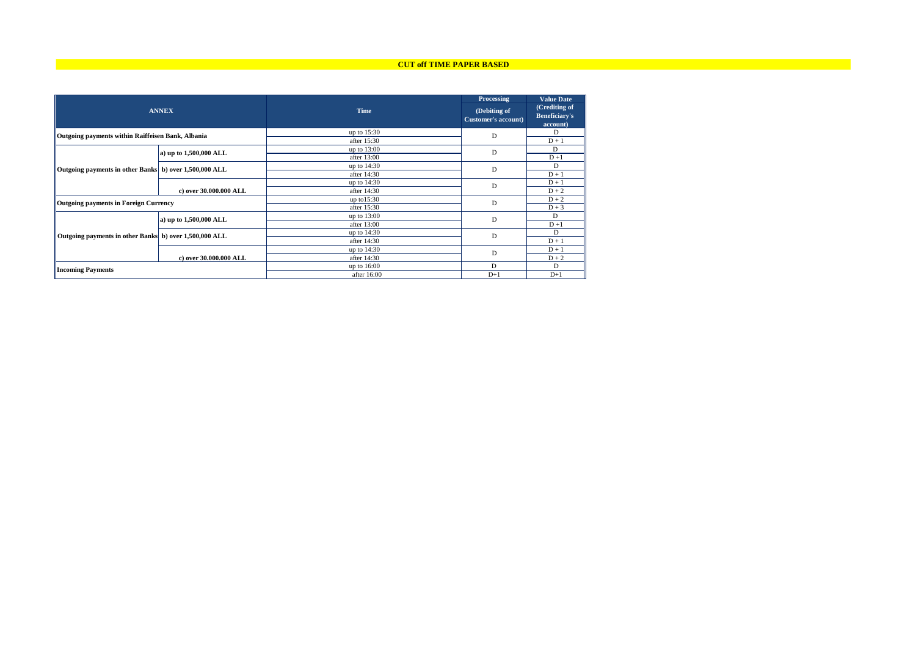## CUT off TIME PAPER BASED

| ANNEX | | Time | Processing (Debiting of Customer's account) | Value Date (Crediting of Beneficiary's account) |
|---|---|---|---|---|
| Outgoing payments within Raiffeisen Bank, Albania | | up to 15:30 | D | D |
| | | after 15:30 | | D + 1 |
| Outgoing payments in other Banks | a) up to 1,500,000 ALL | up to 13:00 | D | D |
| | | after 13:00 | | D +1 |
| | b) over 1,500,000 ALL | up to 14:30 | D | D |
| | | after 14:30 | | D + 1 |
| | c) over 30.000.000 ALL | up to 14:30 | D | D + 1 |
| | | after 14:30 | | D + 2 |
| Outgoing payments in Foreign Currency | | up to15:30 | D | D + 2 |
| | | after 15:30 | | D + 3 |
| Outgoing payments in other Banks | a) up to 1,500,000 ALL | up to 13:00 | D | D |
| | | after 13:00 | | D +1 |
| | b) over 1,500,000 ALL | up to 14:30 | D | D |
| | | after 14:30 | | D + 1 |
| | c) over 30.000.000 ALL | up to 14:30 | D | D + 1 |
| | | after 14:30 | | D + 2 |
| Incoming Payments | | up to 16:00 | D | D |
| | | after 16:00 | D+1 | D+1 |